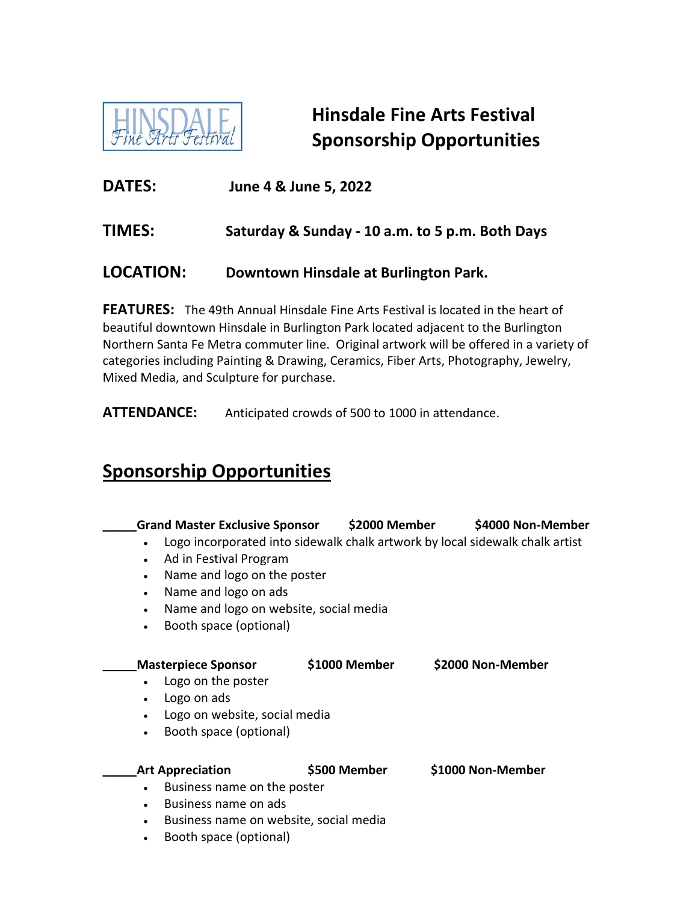HINSDALE Fine Arts Festival

# Hinsdale Fine Arts Festival Sponsorship Opportunities

**DATES:** **June 4 & June 5, 2022**

**TIMES:** **Saturday & Sunday - 10 a.m. to 5 p.m. Both Days**

**LOCATION:** **Downtown Hinsdale at Burlington Park.**

**FEATURES:** The 49th Annual Hinsdale Fine Arts Festival is located in the heart of beautiful downtown Hinsdale in Burlington Park located adjacent to the Burlington Northern Santa Fe Metra commuter line. Original artwork will be offered in a variety of categories including Painting & Drawing, Ceramics, Fiber Arts, Photography, Jewelry, Mixed Media, and Sculpture for purchase.

**ATTENDANCE:** Anticipated crowds of 500 to 1000 in attendance.

## Sponsorship Opportunities

**_____Grand Master Exclusive Sponsor $2000 Member $4000 Non-Member**

- Logo incorporated into sidewalk chalk artwork by local sidewalk chalk artist
- Ad in Festival Program
- Name and logo on the poster
- Name and logo on ads
- Name and logo on website, social media
- Booth space (optional)

**_____Masterpiece Sponsor $1000 Member $2000 Non-Member**

- Logo on the poster
- Logo on ads
- Logo on website, social media
- Booth space (optional)

**_____Art Appreciation $500 Member $1000 Non-Member**

- Business name on the poster
- Business name on ads
- Business name on website, social media
- Booth space (optional)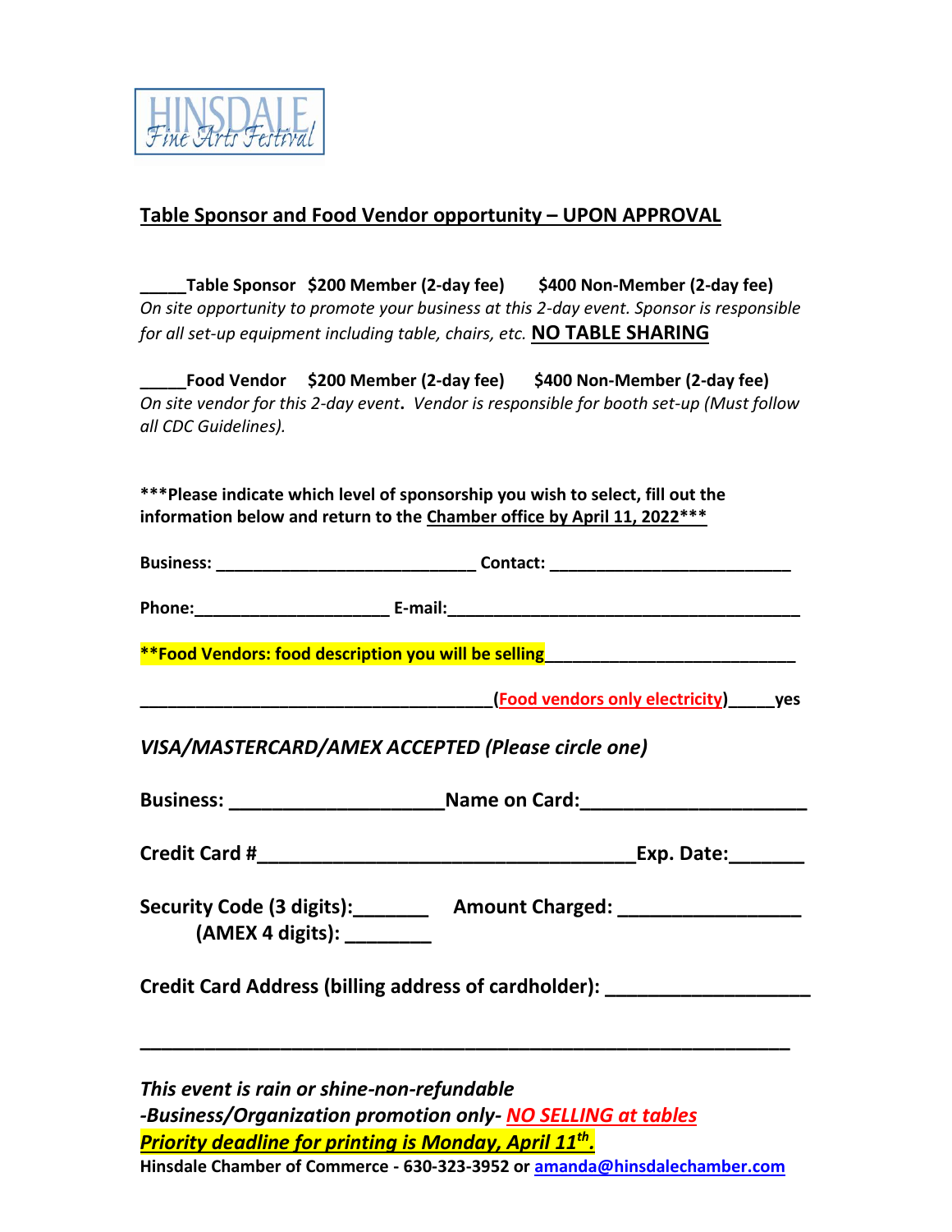HINSDALE
Fine Arts Festival

## Table Sponsor and Food Vendor opportunity – UPON APPROVAL

**_____Table Sponsor   $200 Member (2-day fee)   $400 Non-Member (2-day fee)**
*On site opportunity to promote your business at this 2-day event. Sponsor is responsible for all set-up equipment including table, chairs, etc.* **NO TABLE SHARING**

**_____Food Vendor   $200 Member (2-day fee)   $400 Non-Member (2-day fee)**
*On site vendor for this 2-day event.* **.** *Vendor is responsible for booth set-up (Must follow all CDC Guidelines).*

**\*\*\*Please indicate which level of sponsorship you wish to select, fill out the information below and return to the Chamber office by April 11, 2022\*\*\***

**Business: ____________________________ Contact: __________________________**

**Phone:_____________________ E-mail:_____________________________________**

**\*\*Food Vendors: food description you will be selling__________________________**

**____________________________________(Food vendors only electricity)_____yes**

***VISA/MASTERCARD/AMEX ACCEPTED (Please circle one)***

**Business: ___________________Name on Card:____________________**

**Credit Card #_________________________________Exp. Date:_______**

**Security Code (3 digits):_______   Amount Charged: ________________**
**(AMEX 4 digits): ________**

**Credit Card Address (billing address of cardholder): __________________**

**_________________________________________________________________**

***This event is rain or shine-non-refundable***
***-Business/Organization promotion only- NO SELLING at tables***
***Priority deadline for printing is Monday, April 11th.***
**Hinsdale Chamber of Commerce - 630-323-3952 or amanda@hinsdalechamber.com**